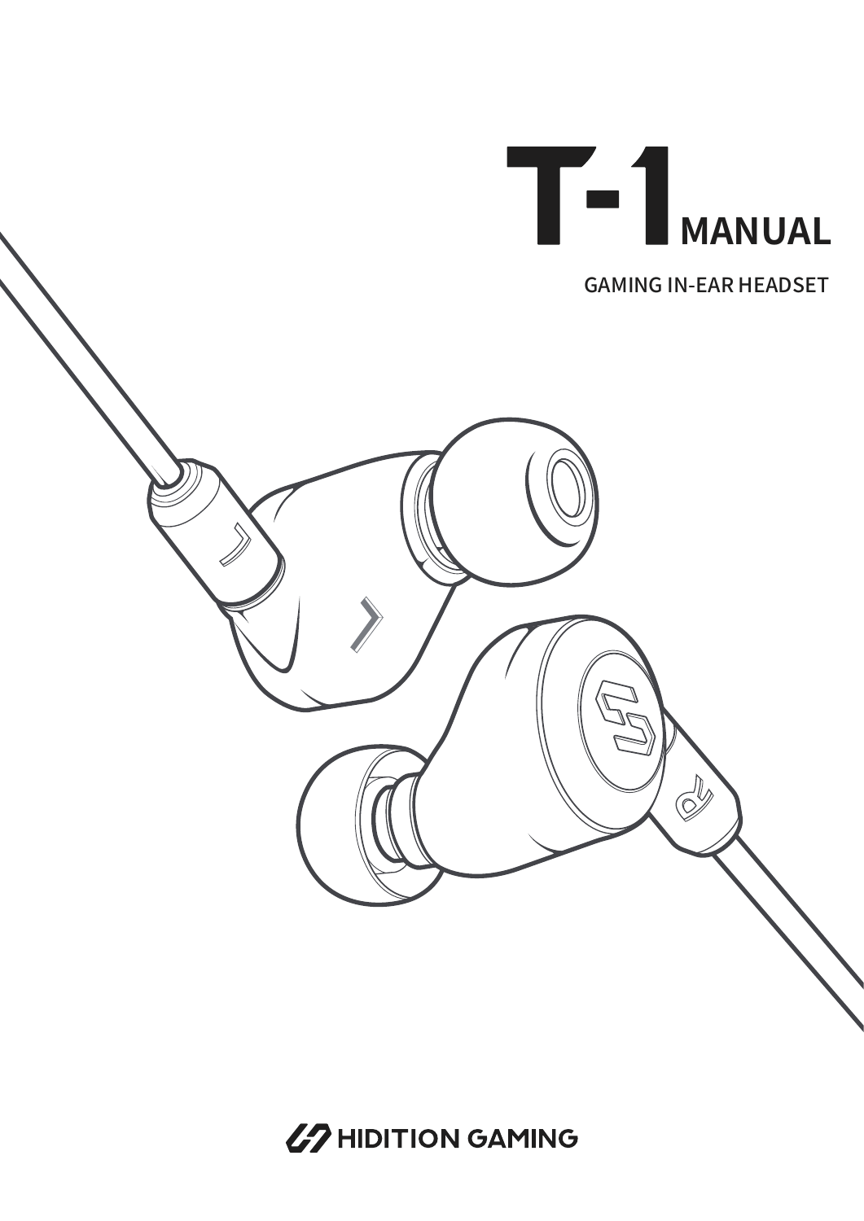# T-1 MANUAL

GAMING IN-EAR HEADSET

HIDITION GAMING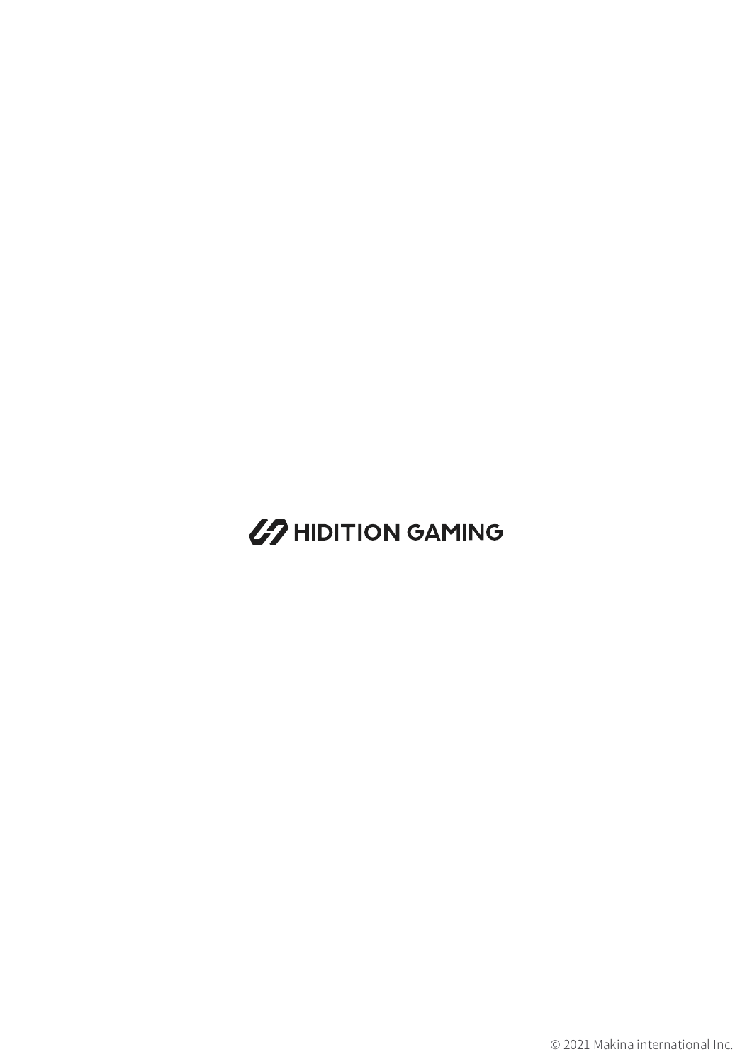HIDITION GAMING

© 2021 Makina international Inc.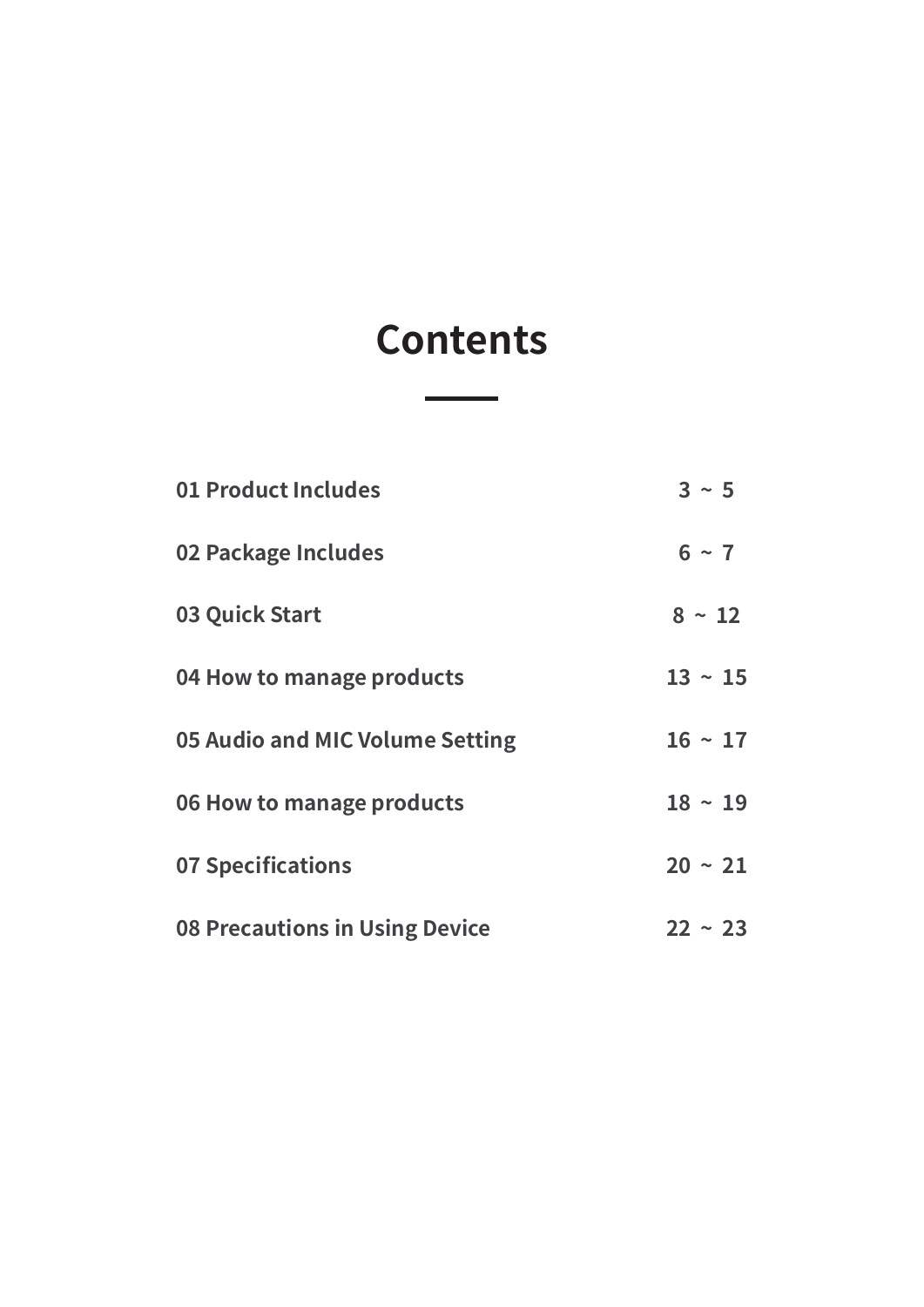# Contents

| | |
|---|---|
| 01 Product Includes | 3 ~ 5 |
| 02 Package Includes | 6 ~ 7 |
| 03 Quick Start | 8 ~ 12 |
| 04 How to manage products | 13 ~ 15 |
| 05 Audio and MIC Volume Setting | 16 ~ 17 |
| 06 How to manage products | 18 ~ 19 |
| 07 Specifications | 20 ~ 21 |
| 08 Precautions in Using Device | 22 ~ 23 |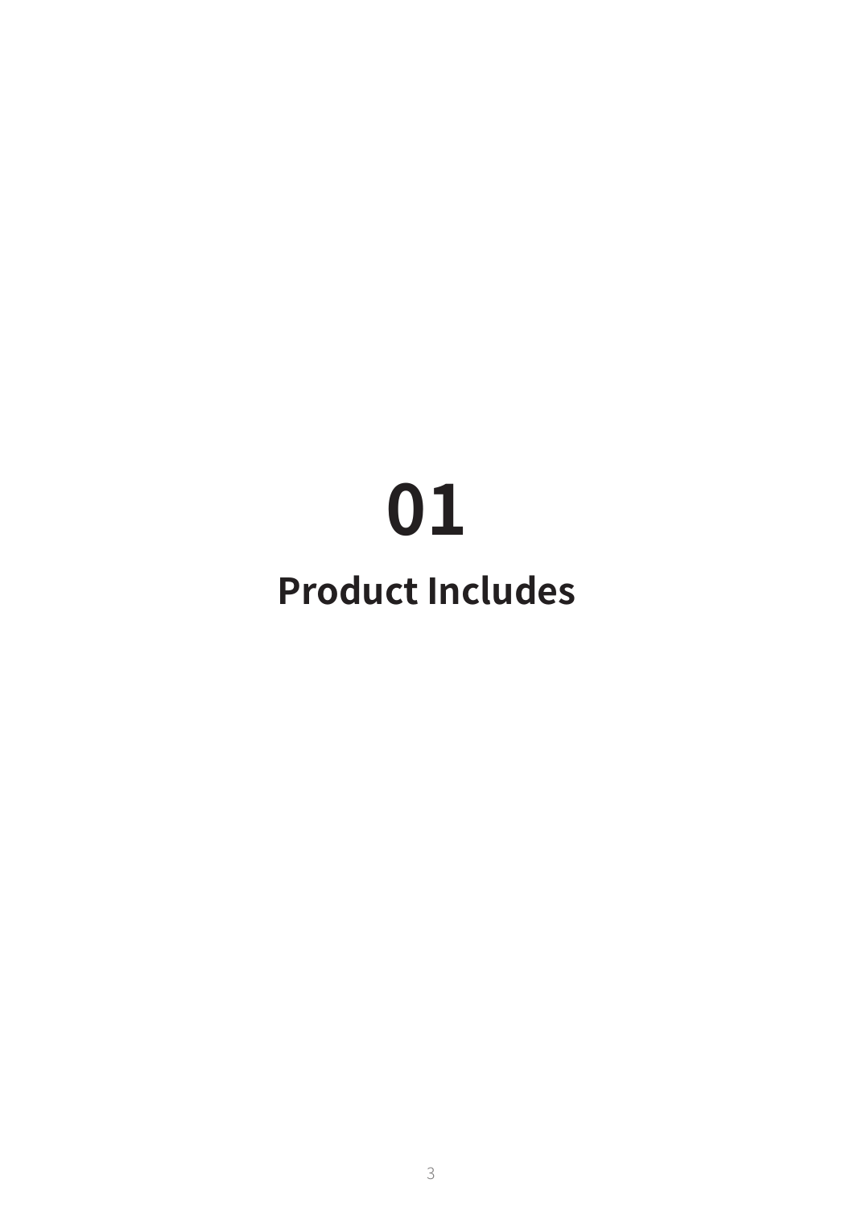# 01

# Product Includes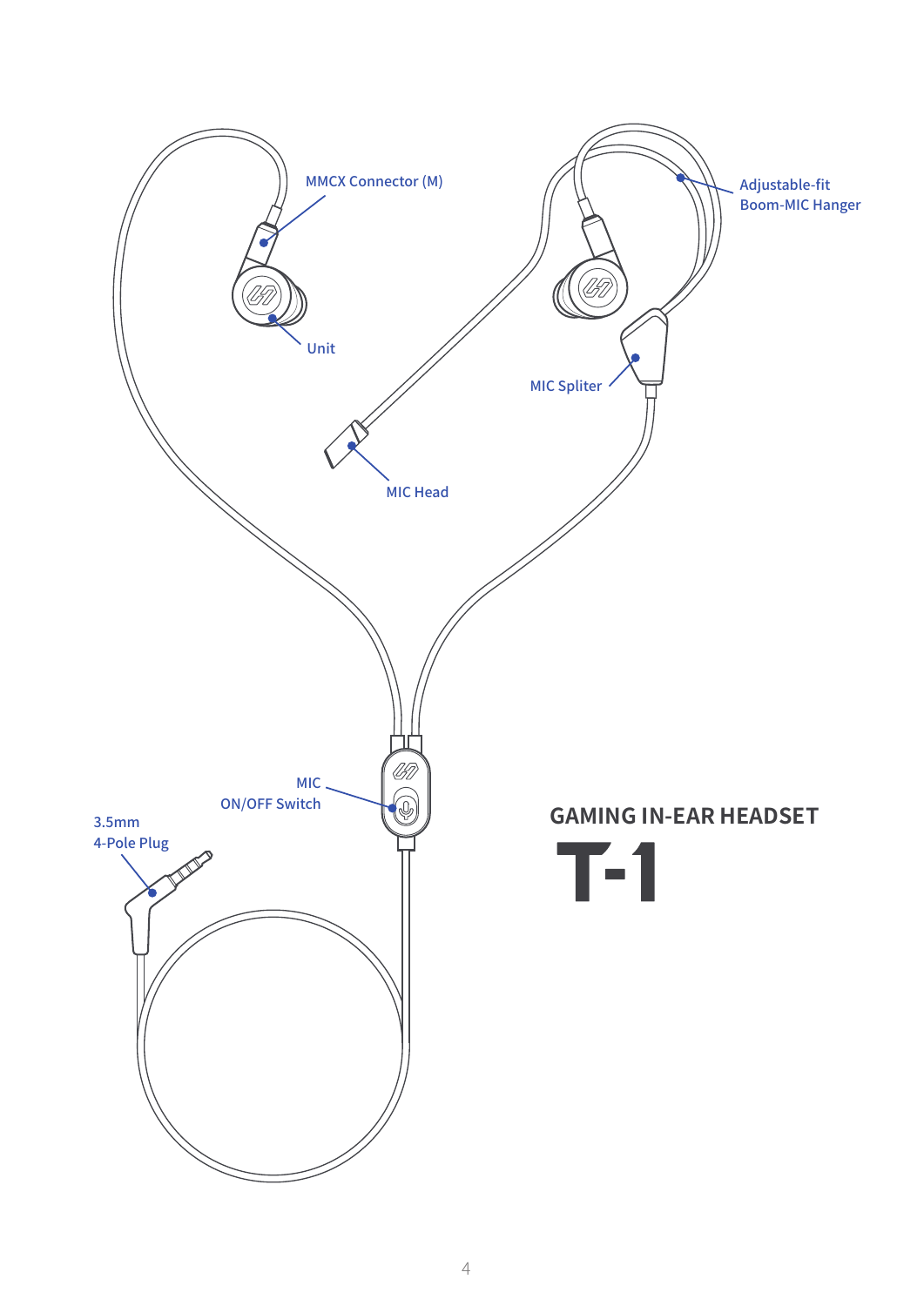MMCX Connector (M)

Unit

Adjustable-fit
Boom-MIC Hanger

MIC Spliter

MIC Head

MIC
ON/OFF Switch

3.5mm
4-Pole Plug

## GAMING IN-EAR HEADSET

# T-1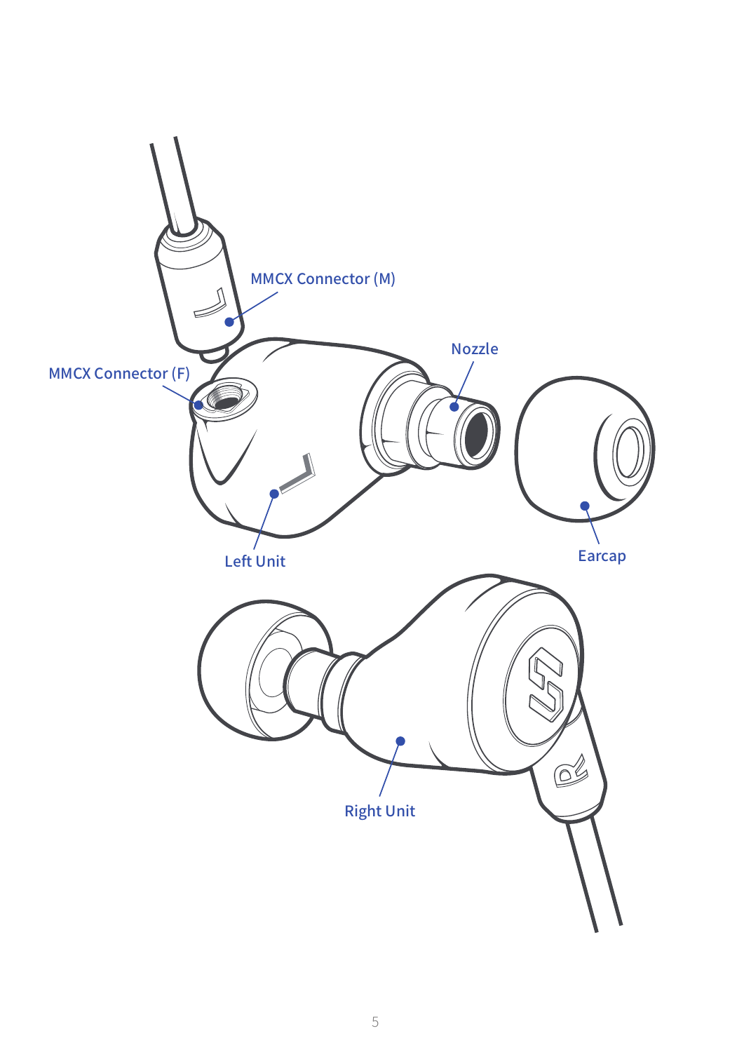MMCX Connector (M)

MMCX Connector (F)

Nozzle

Left Unit

Earcap

Right Unit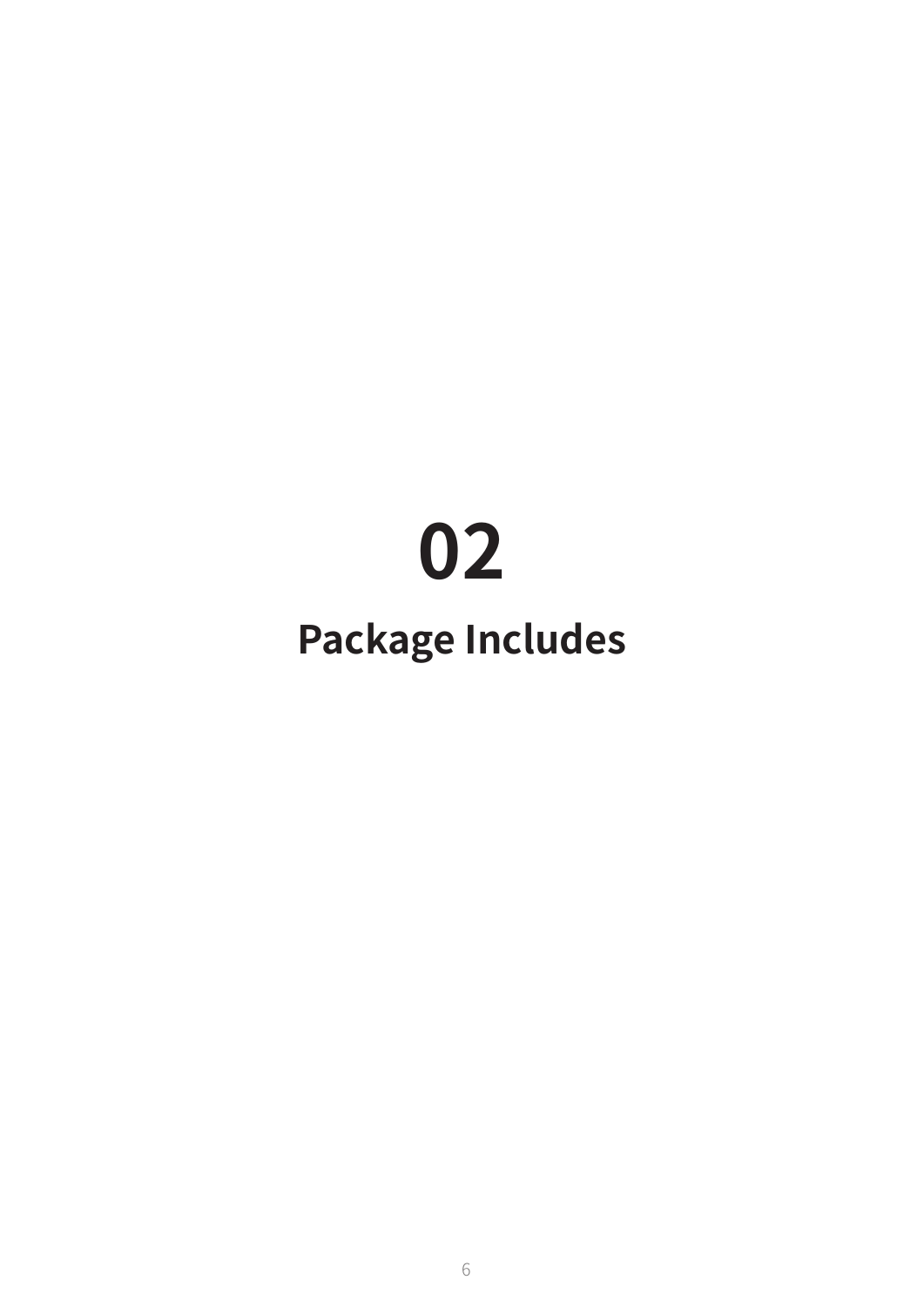# 02

# Package Includes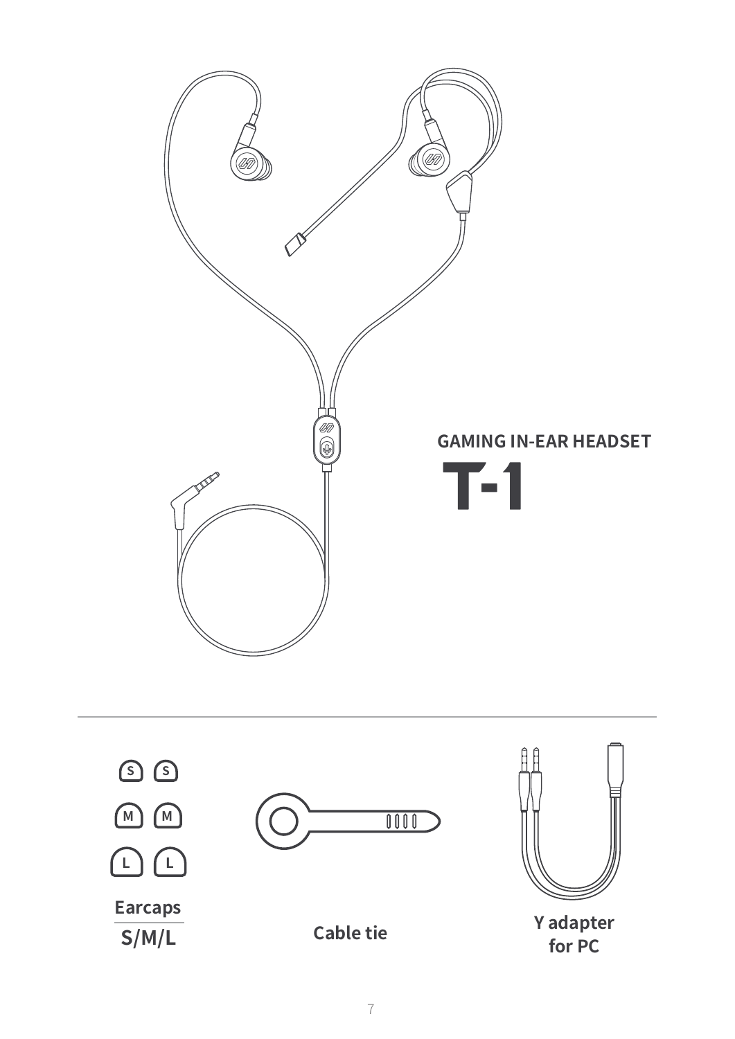GAMING IN-EAR HEADSET

# T-1

S S

M M

L L

**Earcaps**
**S/M/L**

**Cable tie**

**Y adapter for PC**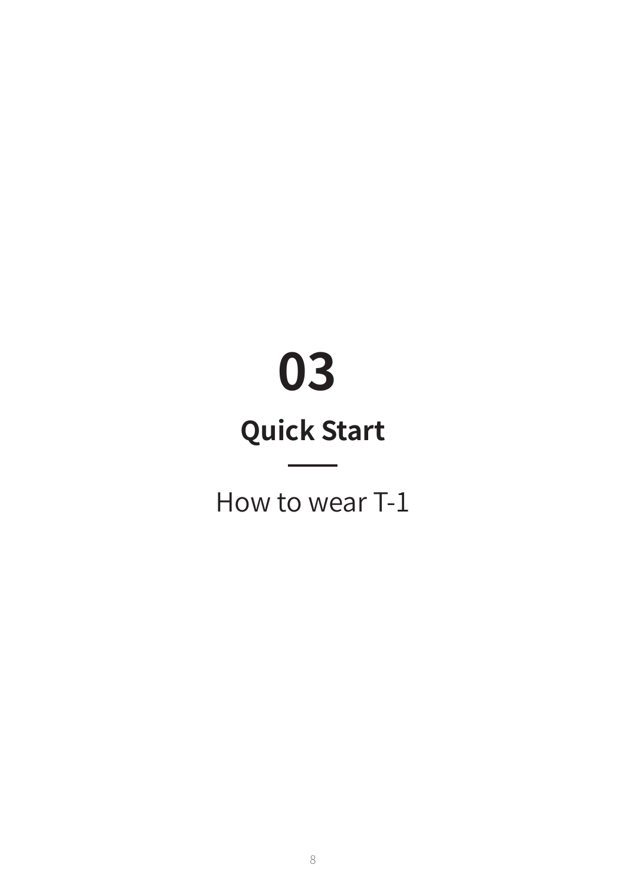# 03

## Quick Start

How to wear T-1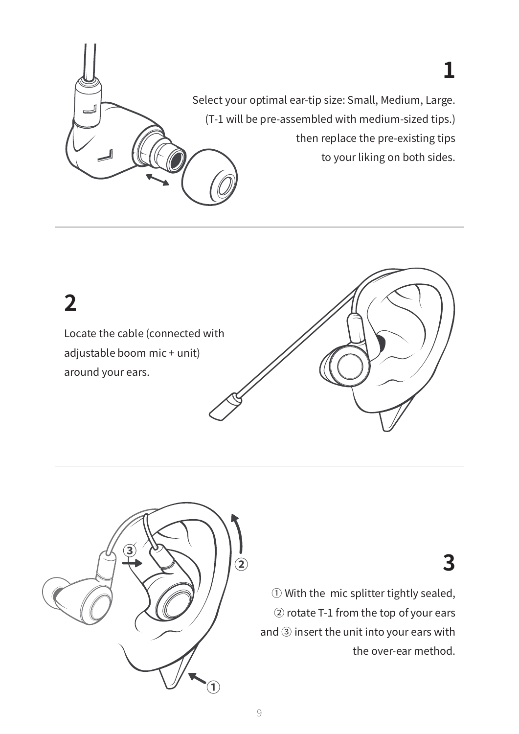## 1

Select your optimal ear-tip size: Small, Medium, Large.
(T-1 will be pre-assembled with medium-sized tips.)
then replace the pre-existing tips
to your liking on both sides.

## 2

Locate the cable (connected with
adjustable boom mic + unit)
around your ears.

## 3

① With the  mic splitter tightly sealed,
② rotate T-1 from the top of your ears
and ③ insert the unit into your ears with
the over-ear method.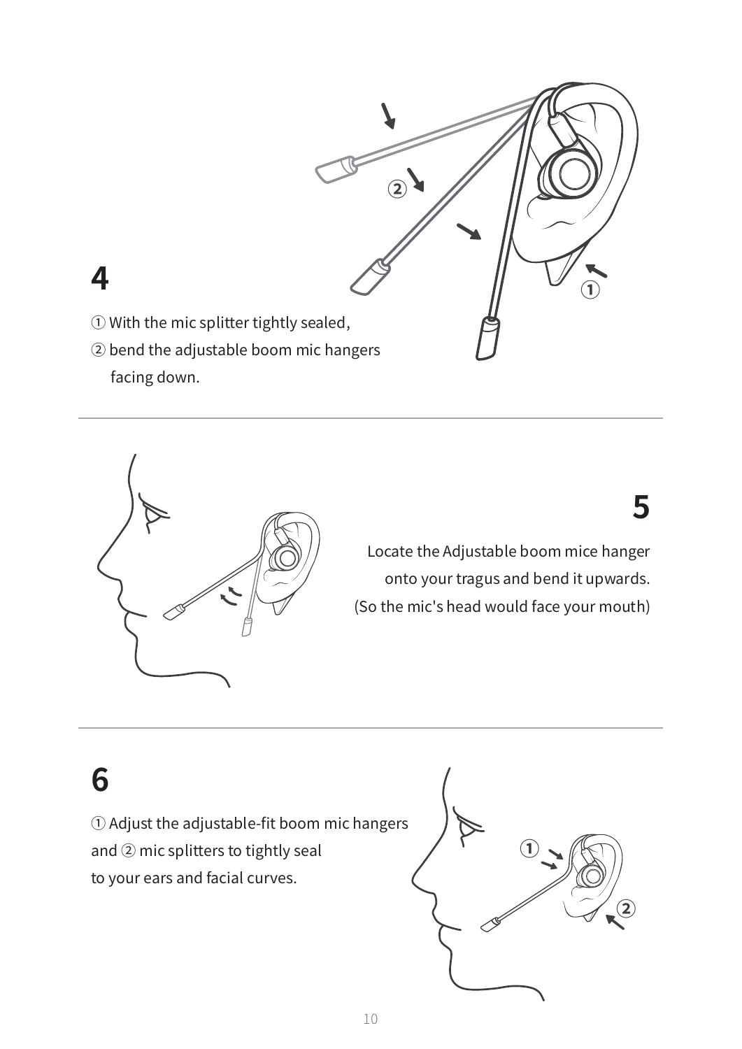## 4

① With the mic splitter tightly sealed,
② bend the adjustable boom mic hangers
facing down.

## 5

Locate the Adjustable boom mice hanger
onto your tragus and bend it upwards.
(So the mic's head would face your mouth)

## 6

① Adjust the adjustable-fit boom mic hangers
and ② mic splitters to tightly seal
to your ears and facial curves.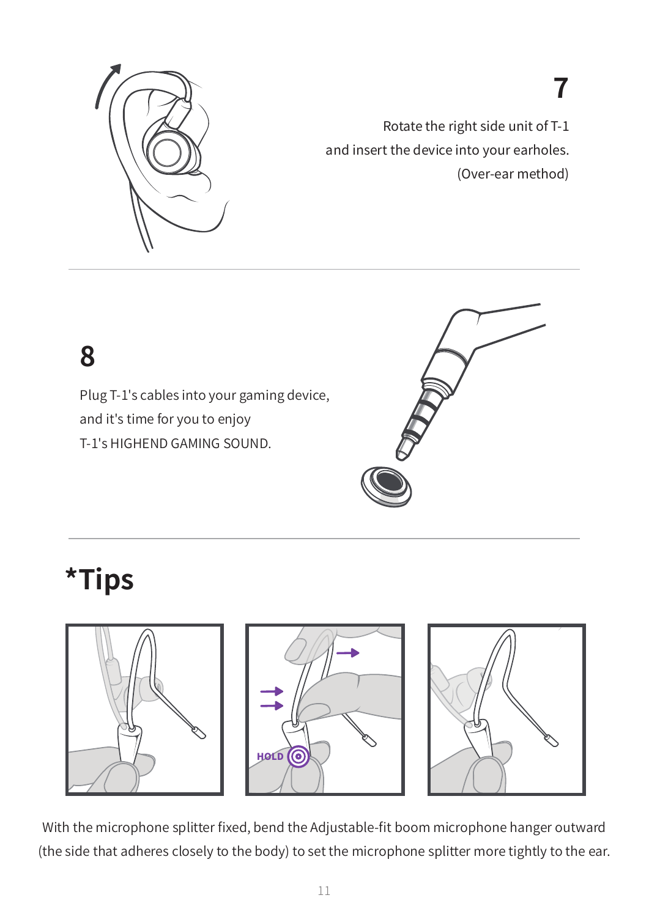## 7

Rotate the right side unit of T-1
and insert the device into your earholes.
(Over-ear method)

## 8

Plug T-1's cables into your gaming device,
and it's time for you to enjoy
T-1's HIGHEND GAMING SOUND.

# *Tips

HOLD

With the microphone splitter fixed, bend the Adjustable-fit boom microphone hanger outward (the side that adheres closely to the body) to set the microphone splitter more tightly to the ear.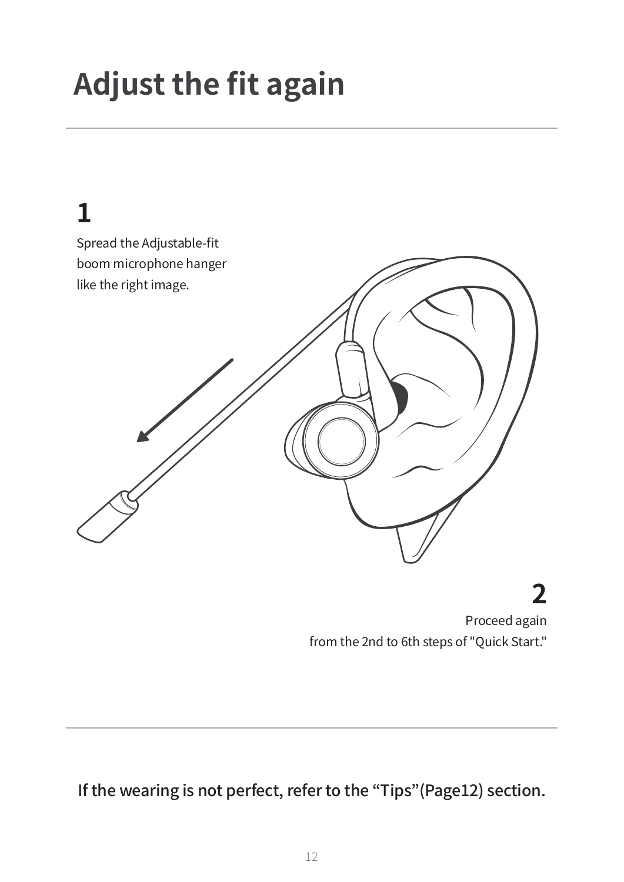# Adjust the fit again

**1**

Spread the Adjustable-fit boom microphone hanger like the right image.

**2**

Proceed again from the 2nd to 6th steps of "Quick Start."

If the wearing is not perfect, refer to the “Tips”(Page12) section.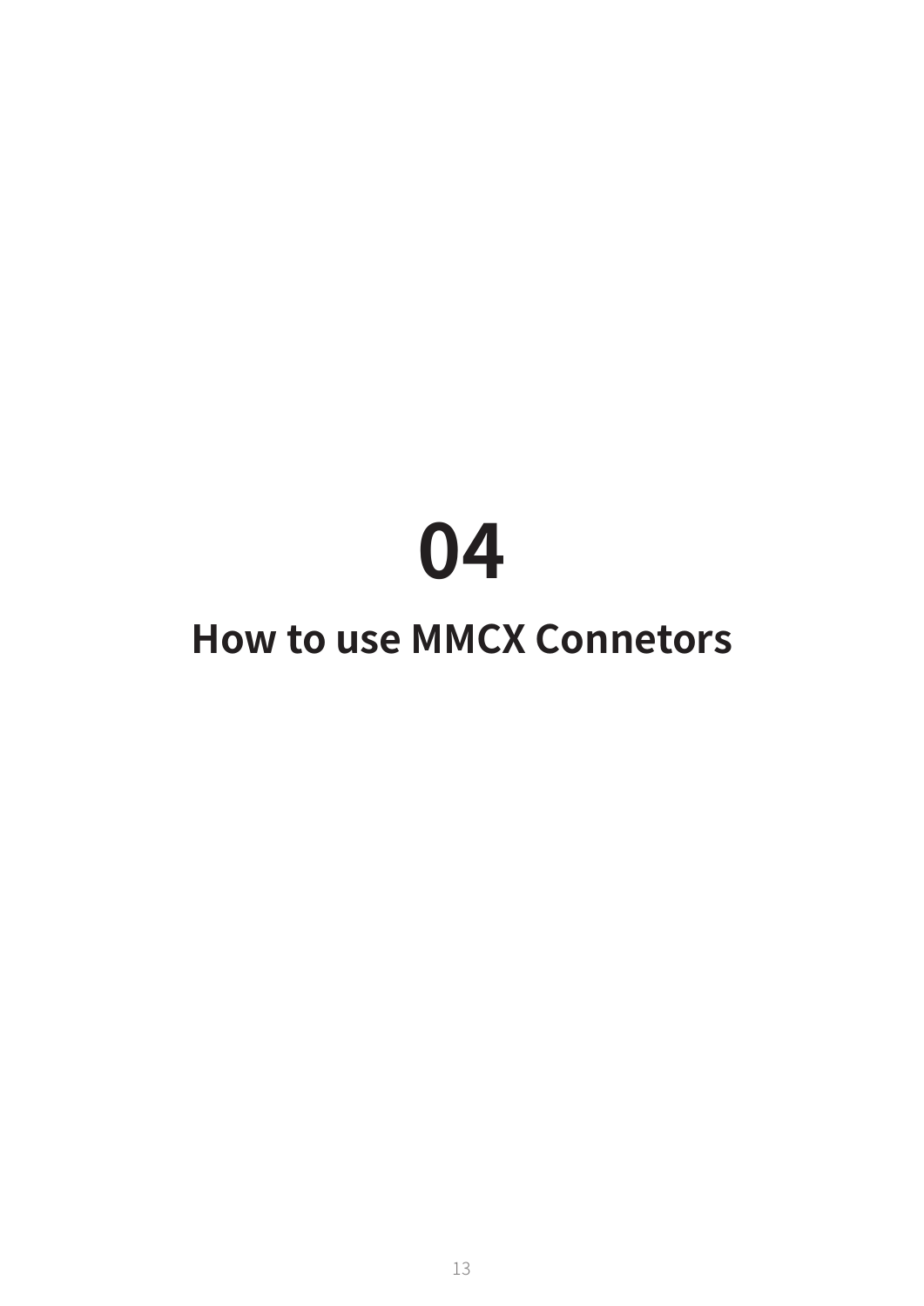# 04

# How to use MMCX Connetors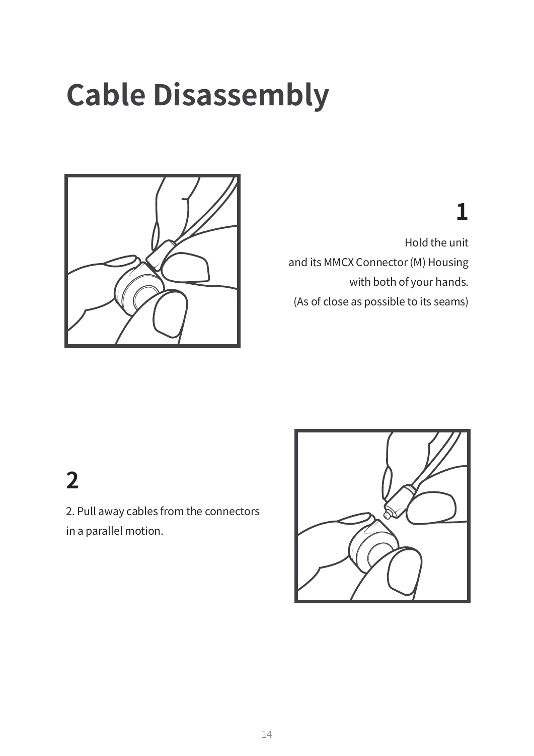# Cable Disassembly

## 1

Hold the unit
and its MMCX Connector (M) Housing
with both of your hands.
(As of close as possible to its seams)

## 2

2. Pull away cables from the connectors
in a parallel motion.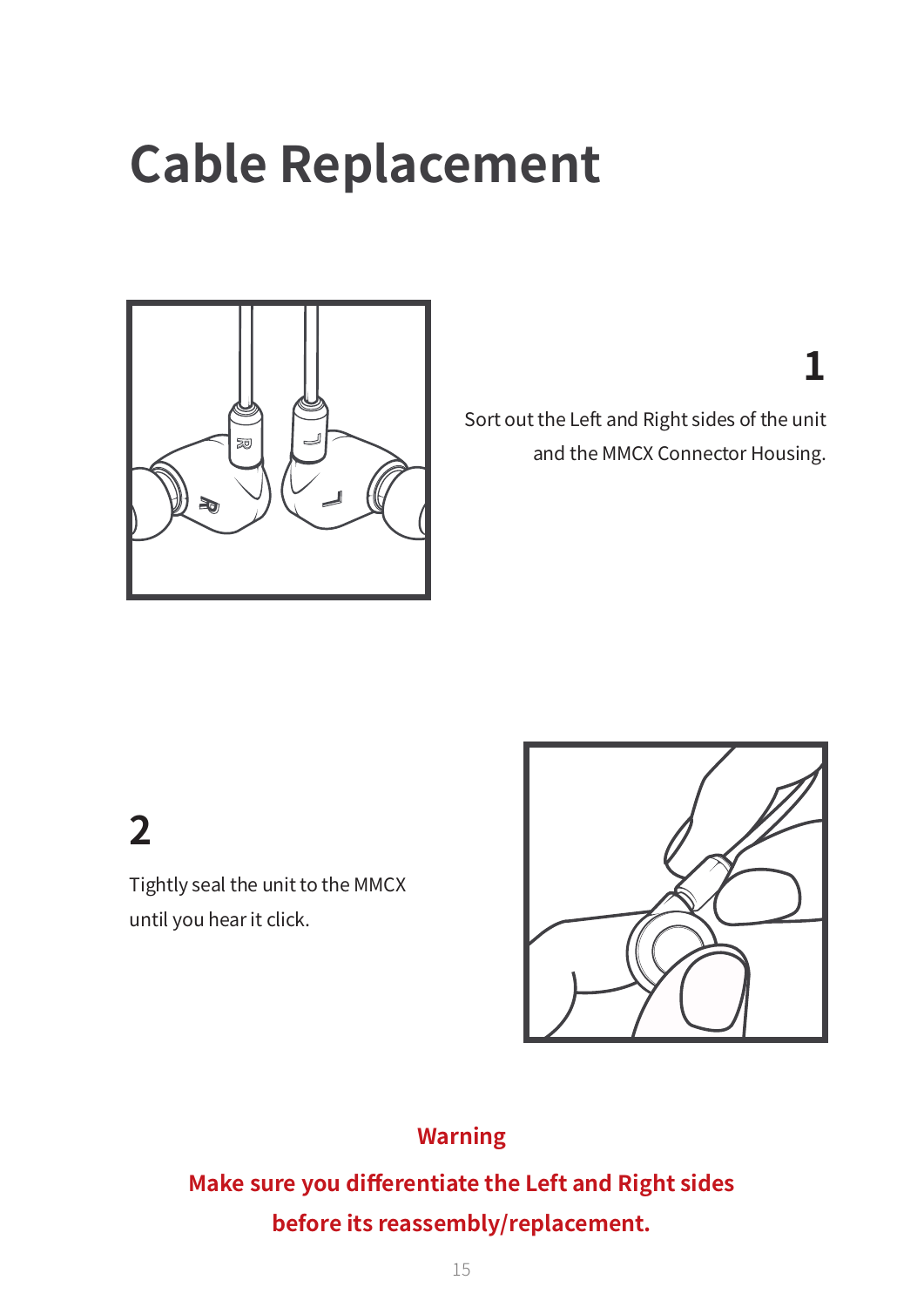# Cable Replacement

**1**

Sort out the Left and Right sides of the unit and the MMCX Connector Housing.

**2**

Tightly seal the unit to the MMCX until you hear it click.

**Warning**

**Make sure you differentiate the Left and Right sides before its reassembly/replacement.**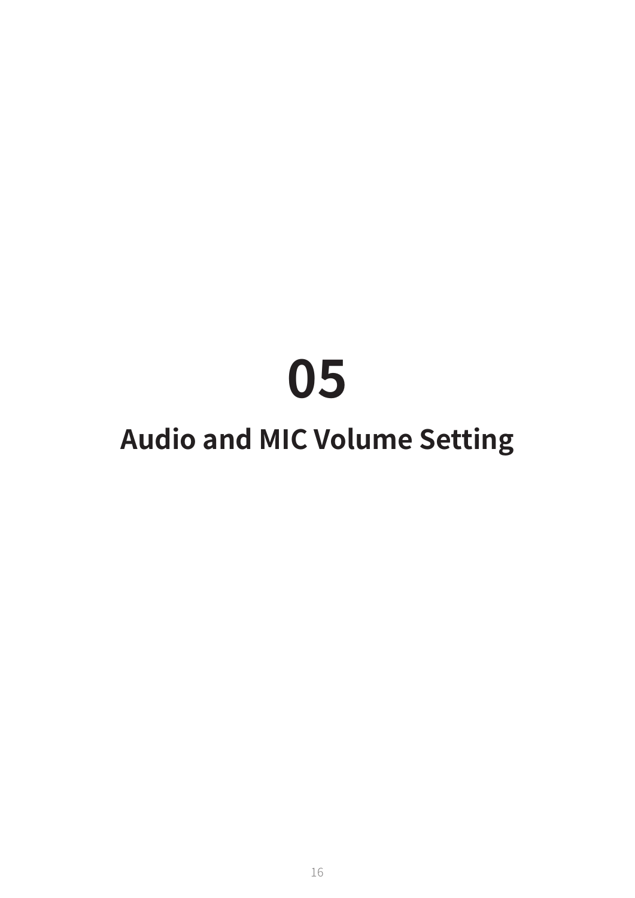# 05

# Audio and MIC Volume Setting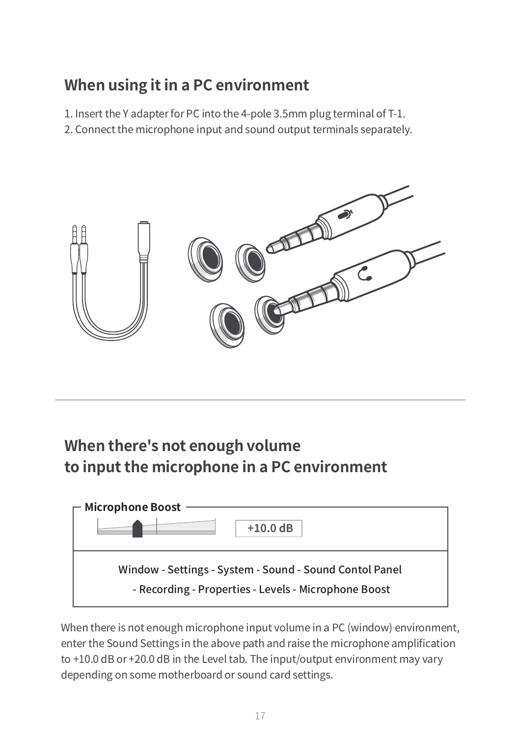## When using it in a PC environment

1. Insert the Y adapter for PC into the 4-pole 3.5mm plug terminal of T-1.
2. Connect the microphone input and sound output terminals separately.

## When there's not enough volume to input the microphone in a PC environment

**Microphone Boost**

+10.0 dB

Window - Settings - System - Sound - Sound Contol Panel
- Recording - Properties - Levels - Microphone Boost

When there is not enough microphone input volume in a PC (window) environment, enter the Sound Settings in the above path and raise the microphone amplification to +10.0 dB or +20.0 dB in the Level tab. The input/output environment may vary depending on some motherboard or sound card settings.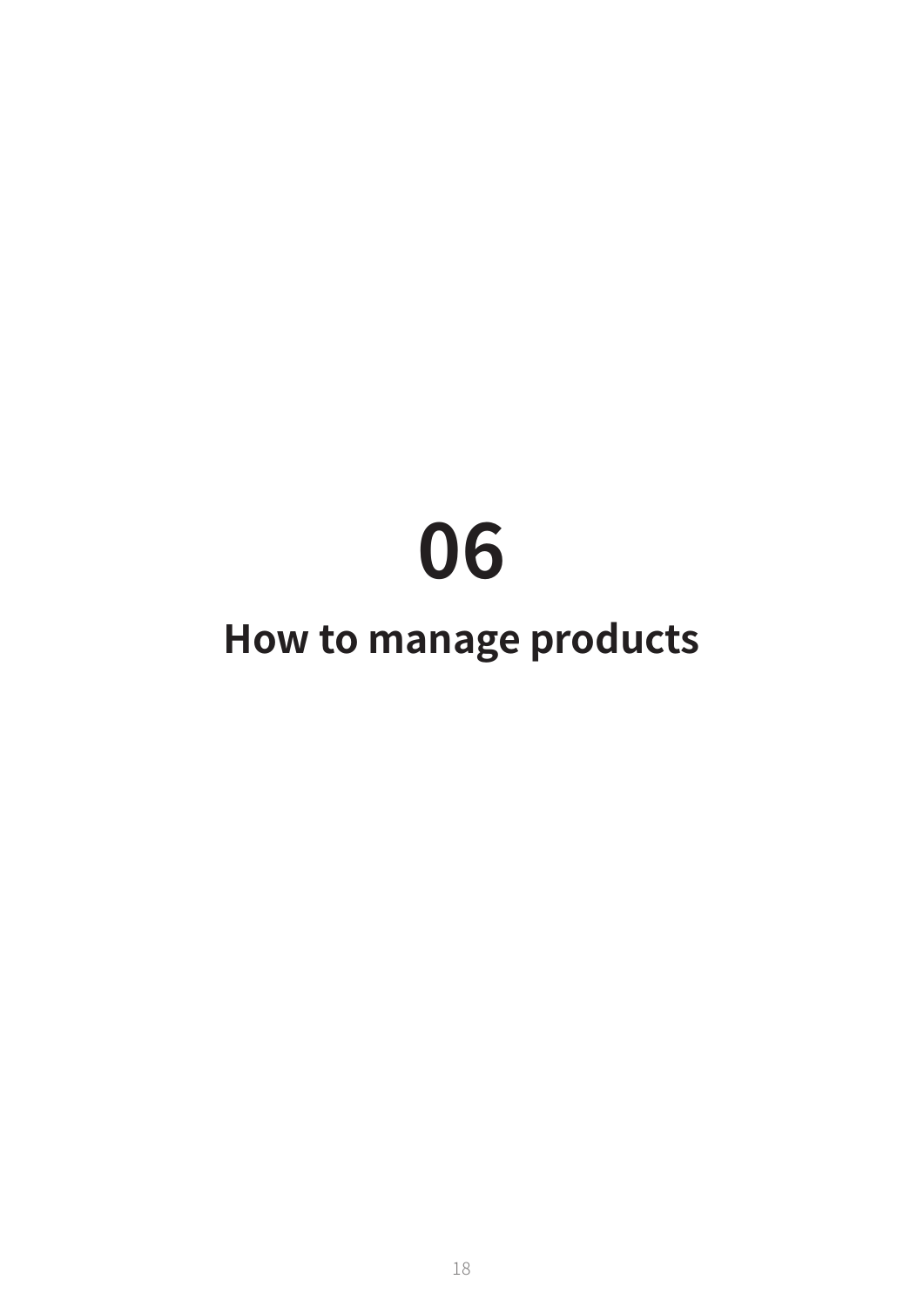# 06

# How to manage products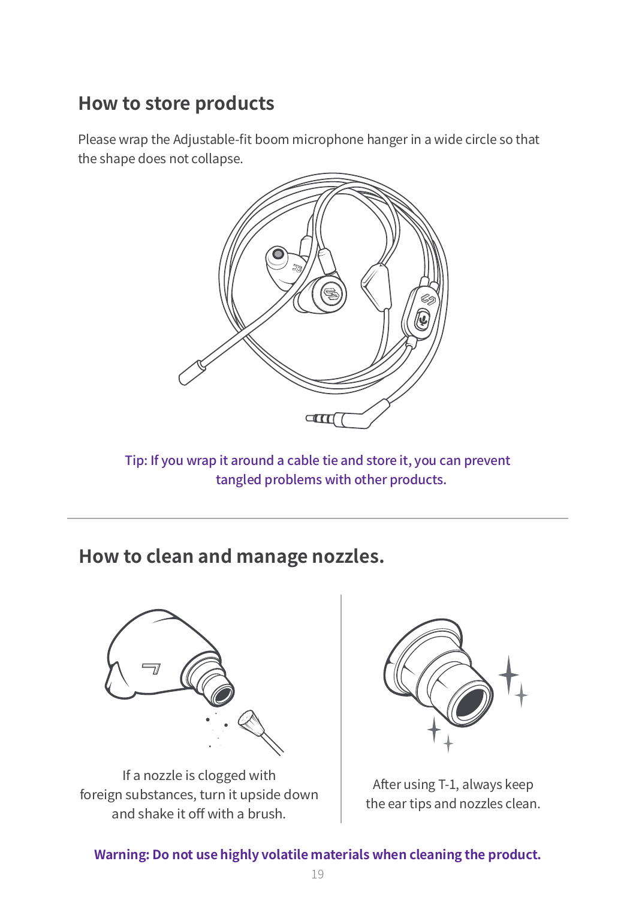## How to store products

Please wrap the Adjustable-fit boom microphone hanger in a wide circle so that the shape does not collapse.

Tip: If you wrap it around a cable tie and store it, you can prevent tangled problems with other products.

---

## How to clean and manage nozzles.

If a nozzle is clogged with foreign substances, turn it upside down and shake it off with a brush.

After using T-1, always keep the ear tips and nozzles clean.

**Warning: Do not use highly volatile materials when cleaning the product.**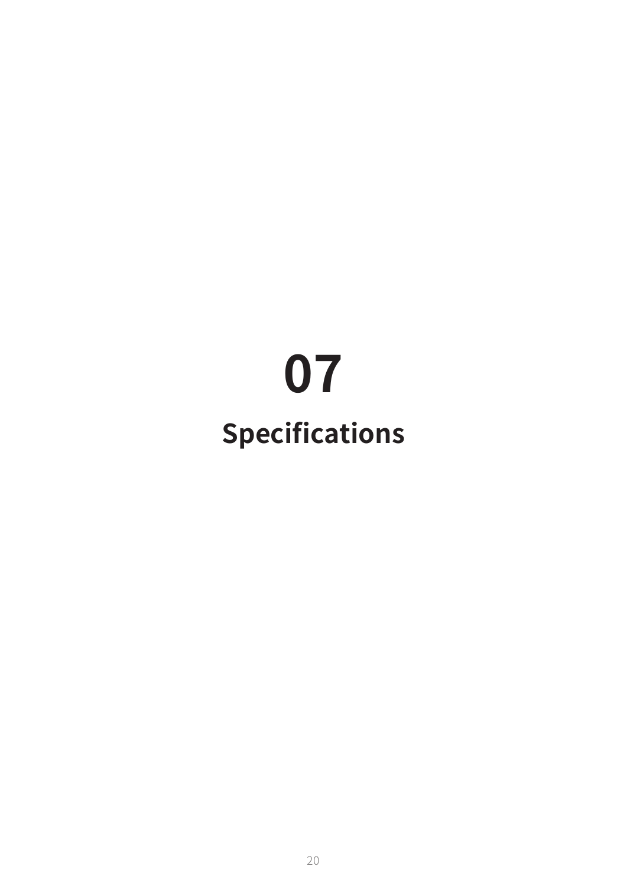# 07

# Specifications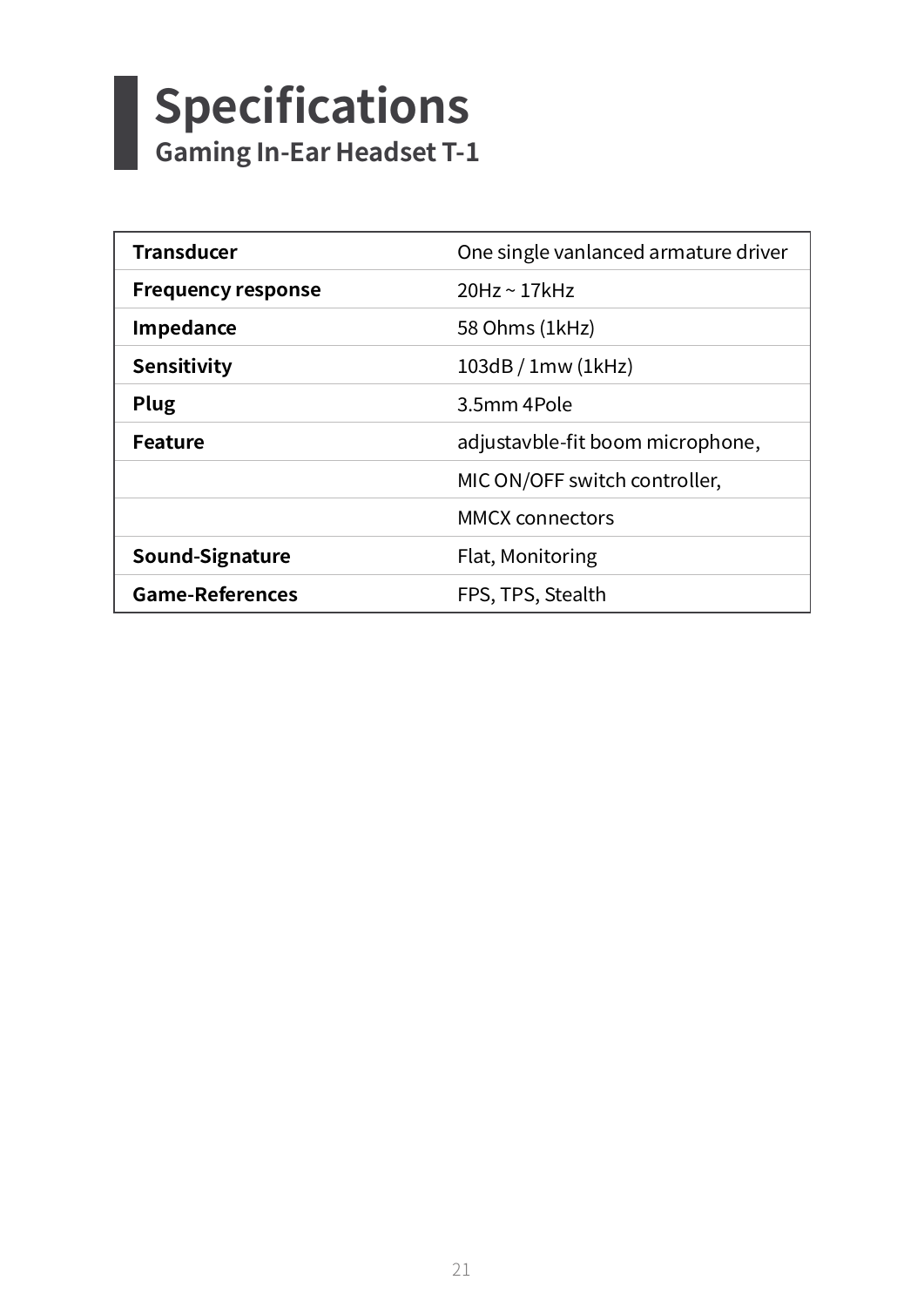# Specifications

## Gaming In-Ear Headset T-1

| | |
|---|---|
| **Transducer** | One single vanlanced armature driver |
| **Frequency response** | 20Hz ~ 17kHz |
| **Impedance** | 58 Ohms (1kHz) |
| **Sensitivity** | 103dB / 1mw (1kHz) |
| **Plug** | 3.5mm 4Pole |
| **Feature** | adjustavble-fit boom microphone, |
| | MIC ON/OFF switch controller, |
| | MMCX connectors |
| **Sound-Signature** | Flat, Monitoring |
| **Game-References** | FPS, TPS, Stealth |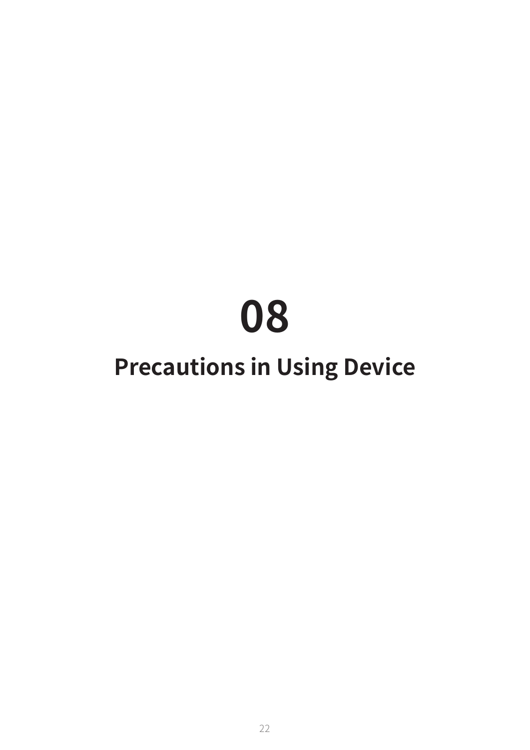# 08

# Precautions in Using Device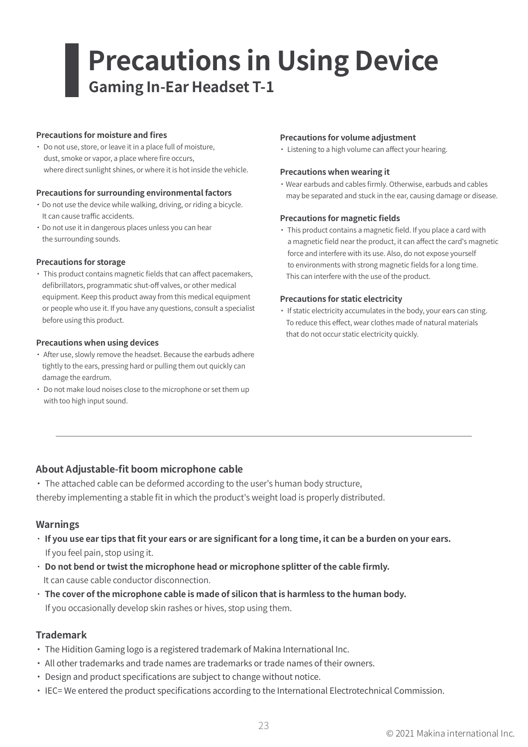# Precautions in Using Device

## Gaming In-Ear Headset T-1

**Precautions for moisture and fires**

- Do not use, store, or leave it in a place full of moisture, dust, smoke or vapor, a place where fire occurs, where direct sunlight shines, or where it is hot inside the vehicle.

**Precautions for surrounding environmental factors**

- Do not use the device while walking, driving, or riding a bicycle. It can cause traffic accidents.
- Do not use it in dangerous places unless you can hear the surrounding sounds.

**Precautions for storage**

- This product contains magnetic fields that can affect pacemakers, defibrillators, programmatic shut-off valves, or other medical equipment. Keep this product away from this medical equipment or people who use it. If you have any questions, consult a specialist before using this product.

**Precautions when using devices**

- After use, slowly remove the headset. Because the earbuds adhere tightly to the ears, pressing hard or pulling them out quickly can damage the eardrum.
- Do not make loud noises close to the microphone or set them up with too high input sound.

**Precautions for volume adjustment**

- Listening to a high volume can affect your hearing.

**Precautions when wearing it**

- Wear earbuds and cables firmly. Otherwise, earbuds and cables may be separated and stuck in the ear, causing damage or disease.

**Precautions for magnetic fields**

- This product contains a magnetic field. If you place a card with a magnetic field near the product, it can affect the card's magnetic force and interfere with its use. Also, do not expose yourself to environments with strong magnetic fields for a long time. This can interfere with the use of the product.

**Precautions for static electricity**

- If static electricity accumulates in the body, your ears can sting. To reduce this effect, wear clothes made of natural materials that do not occur static electricity quickly.

---

### About Adjustable-fit boom microphone cable

- The attached cable can be deformed according to the user's human body structure, thereby implementing a stable fit in which the product's weight load is properly distributed.

### Warnings

- **If you use ear tips that fit your ears or are significant for a long time, it can be a burden on your ears.** If you feel pain, stop using it.
- **Do not bend or twist the microphone head or microphone splitter of the cable firmly.** It can cause cable conductor disconnection.
- **The cover of the microphone cable is made of silicon that is harmless to the human body.** If you occasionally develop skin rashes or hives, stop using them.

### Trademark

- The Hidition Gaming logo is a registered trademark of Makina International Inc.
- All other trademarks and trade names are trademarks or trade names of their owners.
- Design and product specifications are subject to change without notice.
- IEC= We entered the product specifications according to the International Electrotechnical Commission.

© 2021 Makina international Inc.